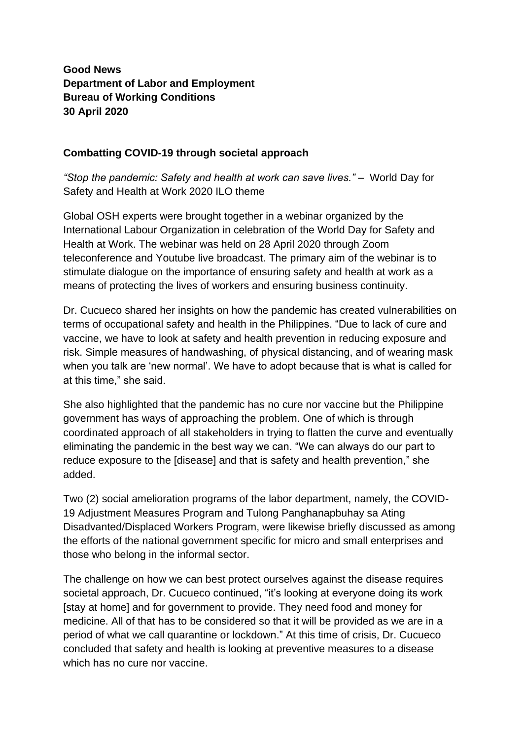**Good News**
**Department of Labor and Employment**
**Bureau of Working Conditions**
**30 April 2020**

**Combatting COVID-19 through societal approach**

*"Stop the pandemic: Safety and health at work can save lives."* – World Day for Safety and Health at Work 2020 ILO theme

Global OSH experts were brought together in a webinar organized by the International Labour Organization in celebration of the World Day for Safety and Health at Work. The webinar was held on 28 April 2020 through Zoom teleconference and Youtube live broadcast. The primary aim of the webinar is to stimulate dialogue on the importance of ensuring safety and health at work as a means of protecting the lives of workers and ensuring business continuity.

Dr. Cucueco shared her insights on how the pandemic has created vulnerabilities on terms of occupational safety and health in the Philippines. "Due to lack of cure and vaccine, we have to look at safety and health prevention in reducing exposure and risk. Simple measures of handwashing, of physical distancing, and of wearing mask when you talk are 'new normal'. We have to adopt because that is what is called for at this time," she said.

She also highlighted that the pandemic has no cure nor vaccine but the Philippine government has ways of approaching the problem. One of which is through coordinated approach of all stakeholders in trying to flatten the curve and eventually eliminating the pandemic in the best way we can. "We can always do our part to reduce exposure to the [disease] and that is safety and health prevention," she added.

Two (2) social amelioration programs of the labor department, namely, the COVID-19 Adjustment Measures Program and Tulong Panghanapbuhay sa Ating Disadvanted/Displaced Workers Program, were likewise briefly discussed as among the efforts of the national government specific for micro and small enterprises and those who belong in the informal sector.

The challenge on how we can best protect ourselves against the disease requires societal approach, Dr. Cucueco continued, "it's looking at everyone doing its work [stay at home] and for government to provide. They need food and money for medicine. All of that has to be considered so that it will be provided as we are in a period of what we call quarantine or lockdown." At this time of crisis, Dr. Cucueco concluded that safety and health is looking at preventive measures to a disease which has no cure nor vaccine.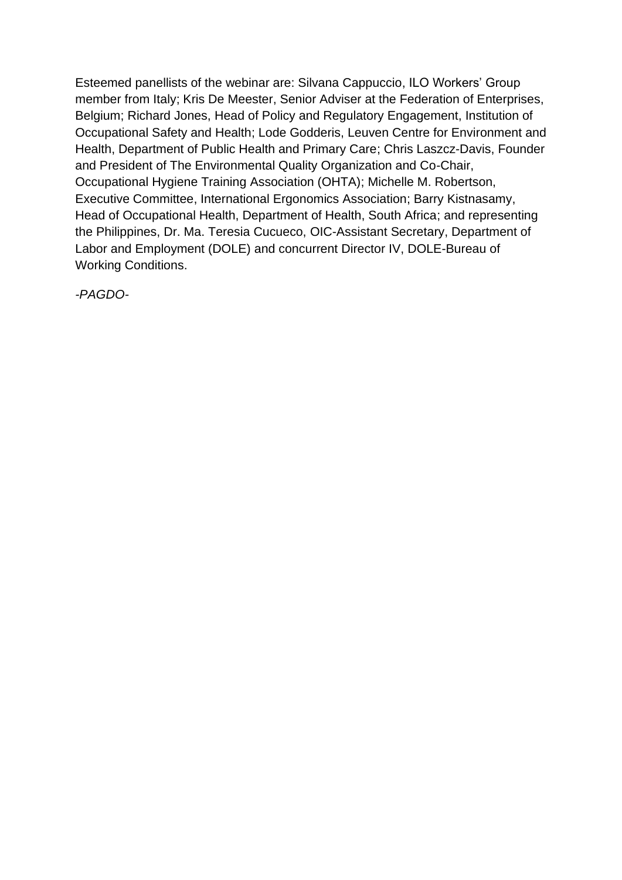Esteemed panellists of the webinar are: Silvana Cappuccio, ILO Workers' Group member from Italy; Kris De Meester, Senior Adviser at the Federation of Enterprises, Belgium; Richard Jones, Head of Policy and Regulatory Engagement, Institution of Occupational Safety and Health; Lode Godderis, Leuven Centre for Environment and Health, Department of Public Health and Primary Care; Chris Laszcz-Davis, Founder and President of The Environmental Quality Organization and Co-Chair, Occupational Hygiene Training Association (OHTA); Michelle M. Robertson, Executive Committee, International Ergonomics Association; Barry Kistnasamy, Head of Occupational Health, Department of Health, South Africa; and representing the Philippines, Dr. Ma. Teresia Cucueco, OIC-Assistant Secretary, Department of Labor and Employment (DOLE) and concurrent Director IV, DOLE-Bureau of Working Conditions.

*-PAGDO-*